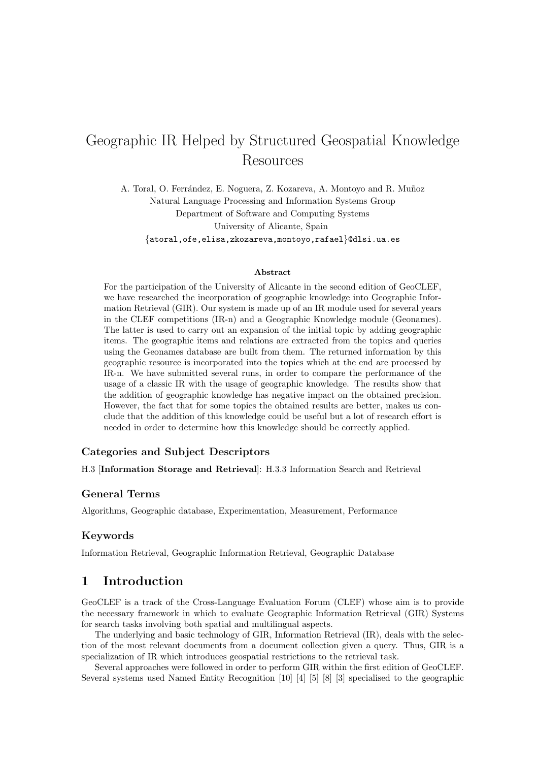# Geographic IR Helped by Structured Geospatial Knowledge Resources

A. Toral, O. Ferrández, E. Noguera, Z. Kozareva, A. Montoyo and R. Muñoz
Natural Language Processing and Information Systems Group
Department of Software and Computing Systems
University of Alicante, Spain
{atoral,ofe,elisa,zkozareva,montoyo,rafael}@dlsi.ua.es

**Abstract**

For the participation of the University of Alicante in the second edition of GeoCLEF, we have researched the incorporation of geographic knowledge into Geographic Information Retrieval (GIR). Our system is made up of an IR module used for several years in the CLEF competitions (IR-n) and a Geographic Knowledge module (Geonames). The latter is used to carry out an expansion of the initial topic by adding geographic items. The geographic items and relations are extracted from the topics and queries using the Geonames database are built from them. The returned information by this geographic resource is incorporated into the topics which at the end are processed by IR-n. We have submitted several runs, in order to compare the performance of the usage of a classic IR with the usage of geographic knowledge. The results show that the addition of geographic knowledge has negative impact on the obtained precision. However, the fact that for some topics the obtained results are better, makes us conclude that the addition of this knowledge could be useful but a lot of research effort is needed in order to determine how this knowledge should be correctly applied.

### Categories and Subject Descriptors

H.3 [**Information Storage and Retrieval**]: H.3.3 Information Search and Retrieval

### General Terms

Algorithms, Geographic database, Experimentation, Measurement, Performance

### Keywords

Information Retrieval, Geographic Information Retrieval, Geographic Database

## 1 Introduction

GeoCLEF is a track of the Cross-Language Evaluation Forum (CLEF) whose aim is to provide the necessary framework in which to evaluate Geographic Information Retrieval (GIR) Systems for search tasks involving both spatial and multilingual aspects.

The underlying and basic technology of GIR, Information Retrieval (IR), deals with the selection of the most relevant documents from a document collection given a query. Thus, GIR is a specialization of IR which introduces geospatial restrictions to the retrieval task.

Several approaches were followed in order to perform GIR within the first edition of GeoCLEF. Several systems used Named Entity Recognition [10] [4] [5] [8] [3] specialised to the geographic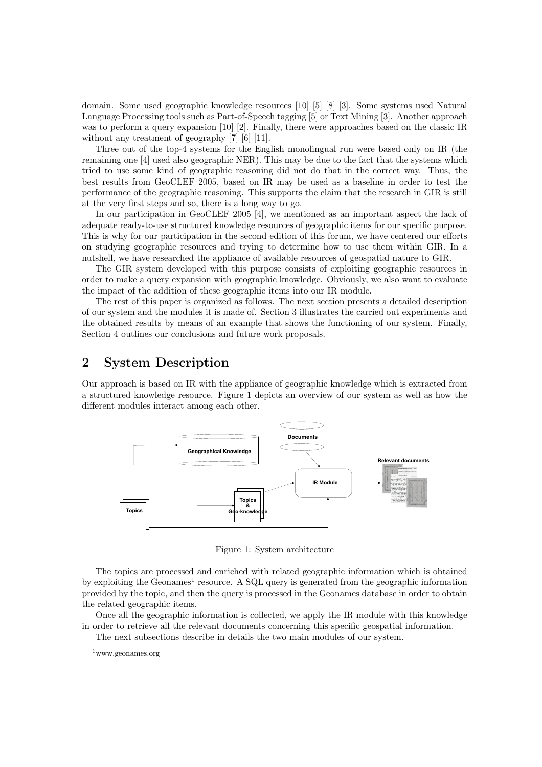domain. Some used geographic knowledge resources [10] [5] [8] [3]. Some systems used Natural Language Processing tools such as Part-of-Speech tagging [5] or Text Mining [3]. Another approach was to perform a query expansion [10] [2]. Finally, there were approaches based on the classic IR without any treatment of geography [7] [6] [11].

Three out of the top-4 systems for the English monolingual run were based only on IR (the remaining one [4] used also geographic NER). This may be due to the fact that the systems which tried to use some kind of geographic reasoning did not do that in the correct way. Thus, the best results from GeoCLEF 2005, based on IR may be used as a baseline in order to test the performance of the geographic reasoning. This supports the claim that the research in GIR is still at the very first steps and so, there is a long way to go.

In our participation in GeoCLEF 2005 [4], we mentioned as an important aspect the lack of adequate ready-to-use structured knowledge resources of geographic items for our specific purpose. This is why for our participation in the second edition of this forum, we have centered our efforts on studying geographic resources and trying to determine how to use them within GIR. In a nutshell, we have researched the appliance of available resources of geospatial nature to GIR.

The GIR system developed with this purpose consists of exploiting geographic resources in order to make a query expansion with geographic knowledge. Obviously, we also want to evaluate the impact of the addition of these geographic items into our IR module.

The rest of this paper is organized as follows. The next section presents a detailed description of our system and the modules it is made of. Section 3 illustrates the carried out experiments and the obtained results by means of an example that shows the functioning of our system. Finally, Section 4 outlines our conclusions and future work proposals.

## 2 System Description

Our approach is based on IR with the appliance of geographic knowledge which is extracted from a structured knowledge resource. Figure 1 depicts an overview of our system as well as how the different modules interact among each other.

Figure 1: System architecture

The topics are processed and enriched with related geographic information which is obtained by exploiting the Geonames[1] resource. A SQL query is generated from the geographic information provided by the topic, and then the query is processed in the Geonames database in order to obtain the related geographic items.

Once all the geographic information is collected, we apply the IR module with this knowledge in order to retrieve all the relevant documents concerning this specific geospatial information.

The next subsections describe in details the two main modules of our system.

[1] www.geonames.org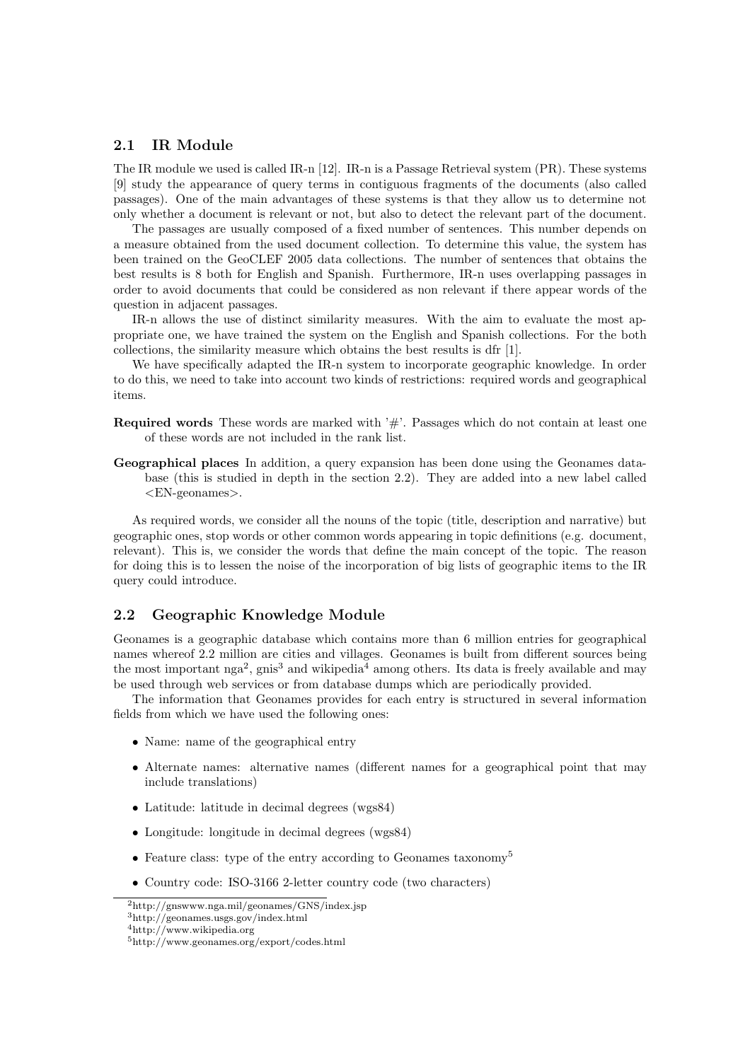## 2.1 IR Module

The IR module we used is called IR-n [12]. IR-n is a Passage Retrieval system (PR). These systems [9] study the appearance of query terms in contiguous fragments of the documents (also called passages). One of the main advantages of these systems is that they allow us to determine not only whether a document is relevant or not, but also to detect the relevant part of the document.

The passages are usually composed of a fixed number of sentences. This number depends on a measure obtained from the used document collection. To determine this value, the system has been trained on the GeoCLEF 2005 data collections. The number of sentences that obtains the best results is 8 both for English and Spanish. Furthermore, IR-n uses overlapping passages in order to avoid documents that could be considered as non relevant if there appear words of the question in adjacent passages.

IR-n allows the use of distinct similarity measures. With the aim to evaluate the most appropriate one, we have trained the system on the English and Spanish collections. For the both collections, the similarity measure which obtains the best results is dfr [1].

We have specifically adapted the IR-n system to incorporate geographic knowledge. In order to do this, we need to take into account two kinds of restrictions: required words and geographical items.

**Required words** These words are marked with '#'. Passages which do not contain at least one of these words are not included in the rank list.

**Geographical places** In addition, a query expansion has been done using the Geonames database (this is studied in depth in the section 2.2). They are added into a new label called <EN-geonames>.

As required words, we consider all the nouns of the topic (title, description and narrative) but geographic ones, stop words or other common words appearing in topic definitions (e.g. document, relevant). This is, we consider the words that define the main concept of the topic. The reason for doing this is to lessen the noise of the incorporation of big lists of geographic items to the IR query could introduce.

## 2.2 Geographic Knowledge Module

Geonames is a geographic database which contains more than 6 million entries for geographical names whereof 2.2 million are cities and villages. Geonames is built from different sources being the most important nga[2], gnis[3] and wikipedia[4] among others. Its data is freely available and may be used through web services or from database dumps which are periodically provided.

The information that Geonames provides for each entry is structured in several information fields from which we have used the following ones:

- Name: name of the geographical entry
- Alternate names: alternative names (different names for a geographical point that may include translations)
- Latitude: latitude in decimal degrees (wgs84)
- Longitude: longitude in decimal degrees (wgs84)
- Feature class: type of the entry according to Geonames taxonomy[5]
- Country code: ISO-3166 2-letter country code (two characters)

[2] http://gnswww.nga.mil/geonames/GNS/index.jsp
[3] http://geonames.usgs.gov/index.html
[4] http://www.wikipedia.org
[5] http://www.geonames.org/export/codes.html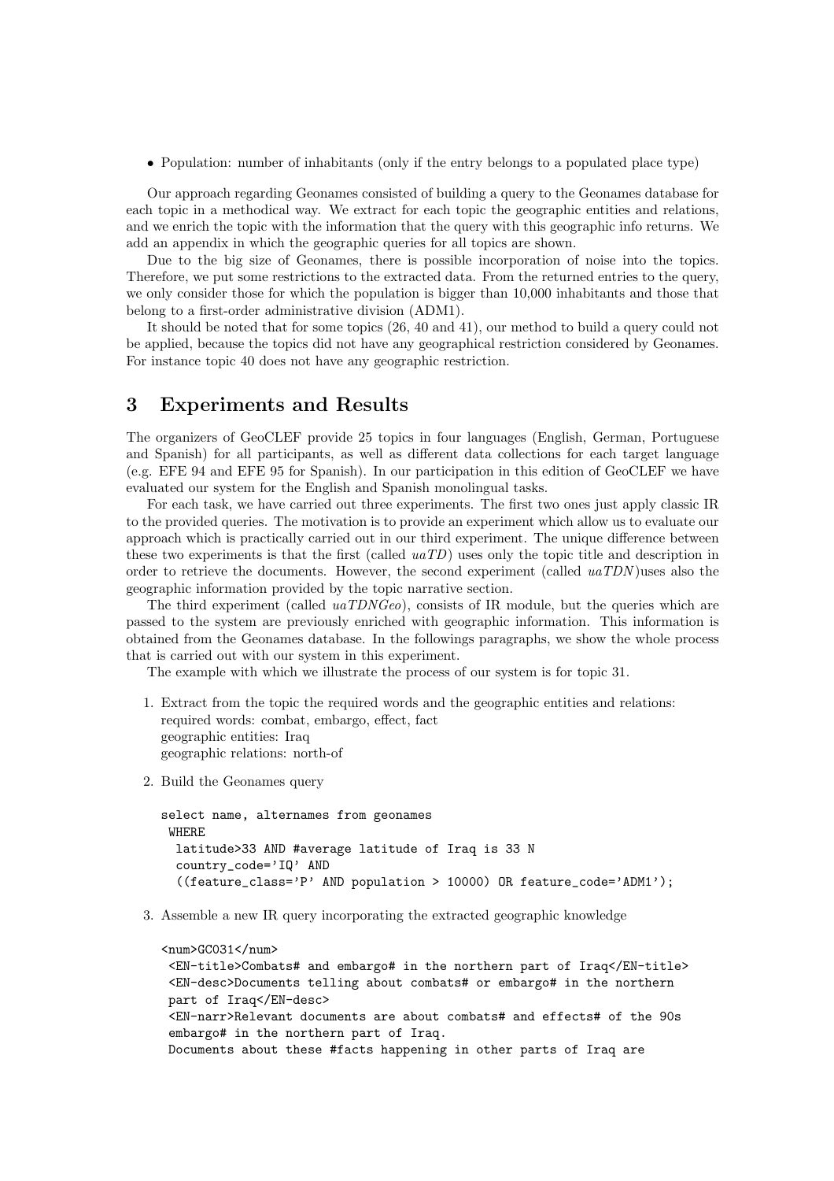- Population: number of inhabitants (only if the entry belongs to a populated place type)

Our approach regarding Geonames consisted of building a query to the Geonames database for each topic in a methodical way. We extract for each topic the geographic entities and relations, and we enrich the topic with the information that the query with this geographic info returns. We add an appendix in which the geographic queries for all topics are shown.

Due to the big size of Geonames, there is possible incorporation of noise into the topics. Therefore, we put some restrictions to the extracted data. From the returned entries to the query, we only consider those for which the population is bigger than 10,000 inhabitants and those that belong to a first-order administrative division (ADM1).

It should be noted that for some topics (26, 40 and 41), our method to build a query could not be applied, because the topics did not have any geographical restriction considered by Geonames. For instance topic 40 does not have any geographic restriction.

## 3 Experiments and Results

The organizers of GeoCLEF provide 25 topics in four languages (English, German, Portuguese and Spanish) for all participants, as well as different data collections for each target language (e.g. EFE 94 and EFE 95 for Spanish). In our participation in this edition of GeoCLEF we have evaluated our system for the English and Spanish monolingual tasks.

For each task, we have carried out three experiments. The first two ones just apply classic IR to the provided queries. The motivation is to provide an experiment which allow us to evaluate our approach which is practically carried out in our third experiment. The unique difference between these two experiments is that the first (called *uaTD*) uses only the topic title and description in order to retrieve the documents. However, the second experiment (called *uaTDN*)uses also the geographic information provided by the topic narrative section.

The third experiment (called *uaTDNGeo*), consists of IR module, but the queries which are passed to the system are previously enriched with geographic information. This information is obtained from the Geonames database. In the followings paragraphs, we show the whole process that is carried out with our system in this experiment.

The example with which we illustrate the process of our system is for topic 31.

1. Extract from the topic the required words and the geographic entities and relations:
   required words: combat, embargo, effect, fact
   geographic entities: Iraq
   geographic relations: north-of

2. Build the Geonames query

```
select name, alternames from geonames
 WHERE
  latitude>33 AND #average latitude of Iraq is 33 N
  country_code='IQ' AND
  ((feature_class='P' AND population > 10000) OR feature_code='ADM1');
```

3. Assemble a new IR query incorporating the extracted geographic knowledge

```
<num>GC031</num>
 <EN-title>Combats# and embargo# in the northern part of Iraq</EN-title>
 <EN-desc>Documents telling about combats# or embargo# in the northern
 part of Iraq</EN-desc>
 <EN-narr>Relevant documents are about combats# and effects# of the 90s
 embargo# in the northern part of Iraq.
 Documents about these #facts happening in other parts of Iraq are
```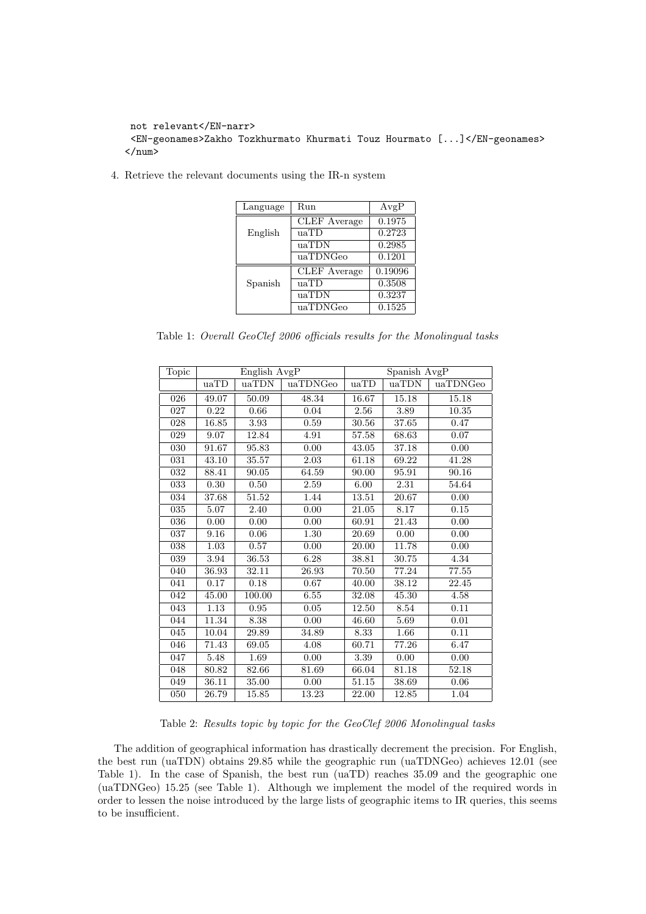```
 not relevant</EN-narr>
 <EN-geonames>Zakho Tozkhurmato Khurmati Touz Hourmato [...]</EN-geonames>
</num>
```

4. Retrieve the relevant documents using the IR-n system

| Language | Run | AvgP |
|---|---|---|
| English | CLEF Average | 0.1975 |
| | uaTD | 0.2723 |
| | uaTDN | 0.2985 |
| | uaTDNGeo | 0.1201 |
| Spanish | CLEF Average | 0.19096 |
| | uaTD | 0.3508 |
| | uaTDN | 0.3237 |
| | uaTDNGeo | 0.1525 |

Table 1: *Overall GeoClef 2006 officials results for the Monolingual tasks*

| Topic | English AvgP | | | Spanish AvgP | | |
|---|---|---|---|---|---|---|
| | uaTD | uaTDN | uaTDNGeo | uaTD | uaTDN | uaTDNGeo |
| 026 | 49.07 | 50.09 | 48.34 | 16.67 | 15.18 | 15.18 |
| 027 | 0.22 | 0.66 | 0.04 | 2.56 | 3.89 | 10.35 |
| 028 | 16.85 | 3.93 | 0.59 | 30.56 | 37.65 | 0.47 |
| 029 | 9.07 | 12.84 | 4.91 | 57.58 | 68.63 | 0.07 |
| 030 | 91.67 | 95.83 | 0.00 | 43.05 | 37.18 | 0.00 |
| 031 | 43.10 | 35.57 | 2.03 | 61.18 | 69.22 | 41.28 |
| 032 | 88.41 | 90.05 | 64.59 | 90.00 | 95.91 | 90.16 |
| 033 | 0.30 | 0.50 | 2.59 | 6.00 | 2.31 | 54.64 |
| 034 | 37.68 | 51.52 | 1.44 | 13.51 | 20.67 | 0.00 |
| 035 | 5.07 | 2.40 | 0.00 | 21.05 | 8.17 | 0.15 |
| 036 | 0.00 | 0.00 | 0.00 | 60.91 | 21.43 | 0.00 |
| 037 | 9.16 | 0.06 | 1.30 | 20.69 | 0.00 | 0.00 |
| 038 | 1.03 | 0.57 | 0.00 | 20.00 | 11.78 | 0.00 |
| 039 | 3.94 | 36.53 | 6.28 | 38.81 | 30.75 | 4.34 |
| 040 | 36.93 | 32.11 | 26.93 | 70.50 | 77.24 | 77.55 |
| 041 | 0.17 | 0.18 | 0.67 | 40.00 | 38.12 | 22.45 |
| 042 | 45.00 | 100.00 | 6.55 | 32.08 | 45.30 | 4.58 |
| 043 | 1.13 | 0.95 | 0.05 | 12.50 | 8.54 | 0.11 |
| 044 | 11.34 | 8.38 | 0.00 | 46.60 | 5.69 | 0.01 |
| 045 | 10.04 | 29.89 | 34.89 | 8.33 | 1.66 | 0.11 |
| 046 | 71.43 | 69.05 | 4.08 | 60.71 | 77.26 | 6.47 |
| 047 | 5.48 | 1.69 | 0.00 | 3.39 | 0.00 | 0.00 |
| 048 | 80.82 | 82.66 | 81.69 | 66.04 | 81.18 | 52.18 |
| 049 | 36.11 | 35.00 | 0.00 | 51.15 | 38.69 | 0.06 |
| 050 | 26.79 | 15.85 | 13.23 | 22.00 | 12.85 | 1.04 |

Table 2: *Results topic by topic for the GeoClef 2006 Monolingual tasks*

The addition of geographical information has drastically decrement the precision. For English, the best run (uaTDN) obtains 29.85 while the geographic run (uaTDNGeo) achieves 12.01 (see Table 1). In the case of Spanish, the best run (uaTD) reaches 35.09 and the geographic one (uaTDNGeo) 15.25 (see Table 1). Although we implement the model of the required words in order to lessen the noise introduced by the large lists of geographic items to IR queries, this seems to be insufficient.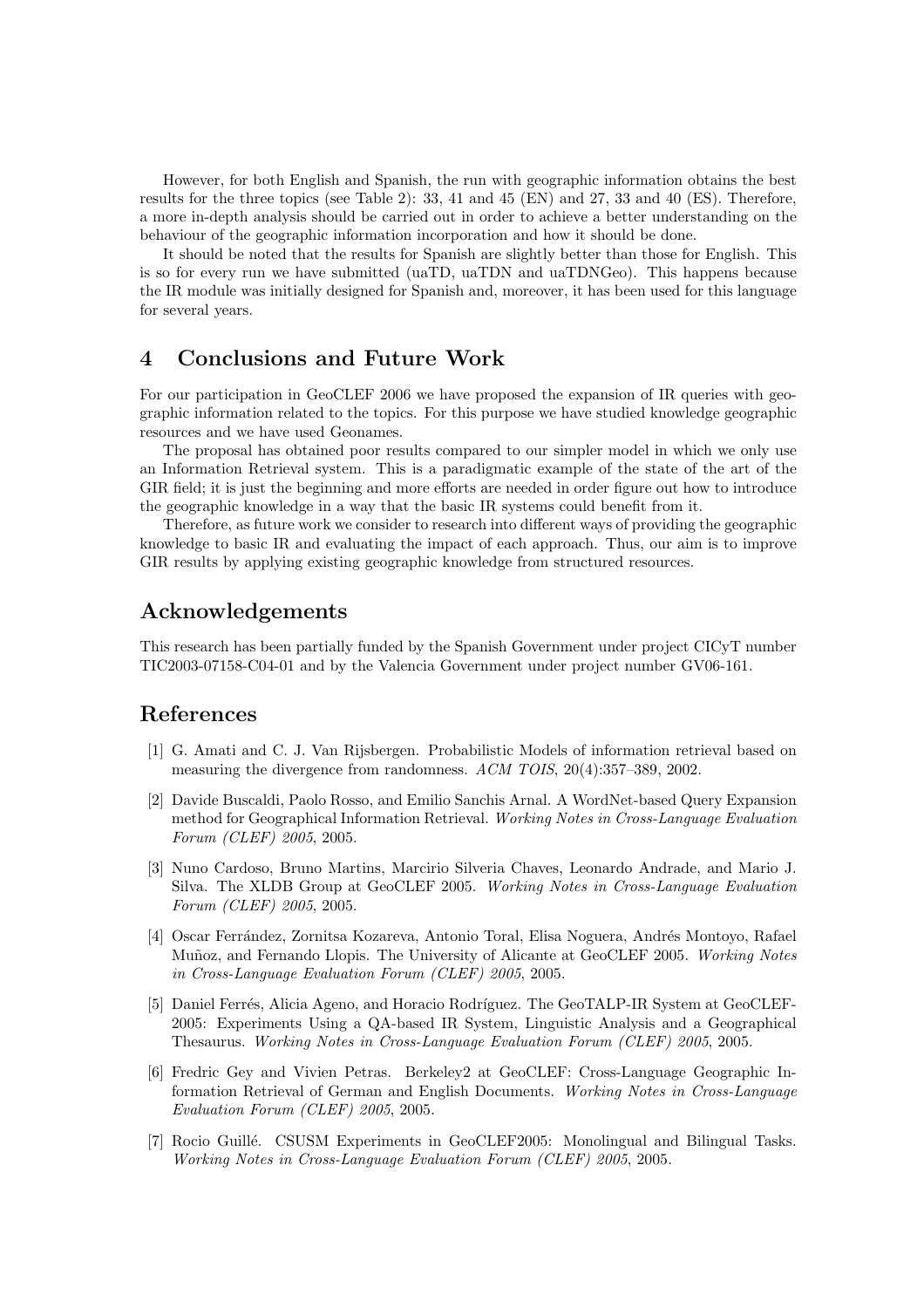However, for both English and Spanish, the run with geographic information obtains the best results for the three topics (see Table 2): 33, 41 and 45 (EN) and 27, 33 and 40 (ES). Therefore, a more in-depth analysis should be carried out in order to achieve a better understanding on the behaviour of the geographic information incorporation and how it should be done.

It should be noted that the results for Spanish are slightly better than those for English. This is so for every run we have submitted (uaTD, uaTDN and uaTDNGeo). This happens because the IR module was initially designed for Spanish and, moreover, it has been used for this language for several years.

## 4 Conclusions and Future Work

For our participation in GeoCLEF 2006 we have proposed the expansion of IR queries with geographic information related to the topics. For this purpose we have studied knowledge geographic resources and we have used Geonames.

The proposal has obtained poor results compared to our simpler model in which we only use an Information Retrieval system. This is a paradigmatic example of the state of the art of the GIR field; it is just the beginning and more efforts are needed in order figure out how to introduce the geographic knowledge in a way that the basic IR systems could benefit from it.

Therefore, as future work we consider to research into different ways of providing the geographic knowledge to basic IR and evaluating the impact of each approach. Thus, our aim is to improve GIR results by applying existing geographic knowledge from structured resources.

## Acknowledgements

This research has been partially funded by the Spanish Government under project CICyT number TIC2003-07158-C04-01 and by the Valencia Government under project number GV06-161.

## References

[1] G. Amati and C. J. Van Rijsbergen. Probabilistic Models of information retrieval based on measuring the divergence from randomness. *ACM TOIS*, 20(4):357–389, 2002.

[2] Davide Buscaldi, Paolo Rosso, and Emilio Sanchis Arnal. A WordNet-based Query Expansion method for Geographical Information Retrieval. *Working Notes in Cross-Language Evaluation Forum (CLEF) 2005*, 2005.

[3] Nuno Cardoso, Bruno Martins, Marcirio Silveria Chaves, Leonardo Andrade, and Mario J. Silva. The XLDB Group at GeoCLEF 2005. *Working Notes in Cross-Language Evaluation Forum (CLEF) 2005*, 2005.

[4] Oscar Ferrández, Zornitsa Kozareva, Antonio Toral, Elisa Noguera, Andrés Montoyo, Rafael Muñoz, and Fernando Llopis. The University of Alicante at GeoCLEF 2005. *Working Notes in Cross-Language Evaluation Forum (CLEF) 2005*, 2005.

[5] Daniel Ferrés, Alicia Ageno, and Horacio Rodríguez. The GeoTALP-IR System at GeoCLEF-2005: Experiments Using a QA-based IR System, Linguistic Analysis and a Geographical Thesaurus. *Working Notes in Cross-Language Evaluation Forum (CLEF) 2005*, 2005.

[6] Fredric Gey and Vivien Petras. Berkeley2 at GeoCLEF: Cross-Language Geographic Information Retrieval of German and English Documents. *Working Notes in Cross-Language Evaluation Forum (CLEF) 2005*, 2005.

[7] Rocio Guillé. CSUSM Experiments in GeoCLEF2005: Monolingual and Bilingual Tasks. *Working Notes in Cross-Language Evaluation Forum (CLEF) 2005*, 2005.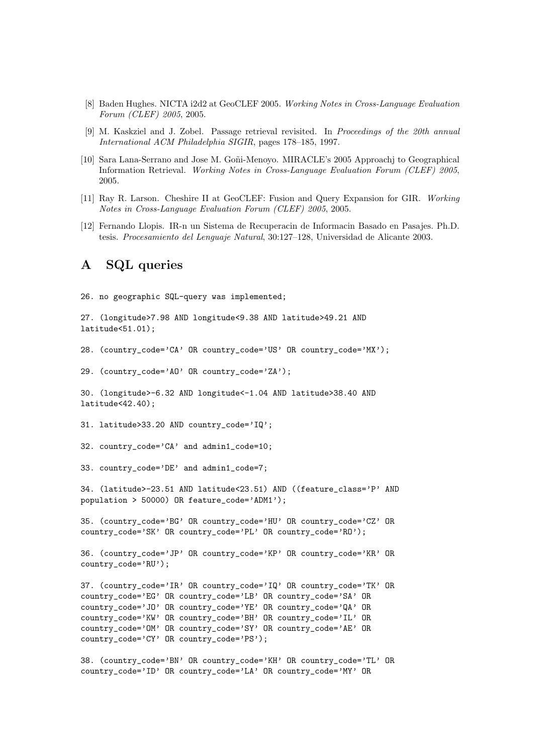[8] Baden Hughes. NICTA i2d2 at GeoCLEF 2005. *Working Notes in Cross-Language Evaluation Forum (CLEF) 2005*, 2005.

[9] M. Kaskziel and J. Zobel. Passage retrieval revisited. In *Proceedings of the 20th annual International ACM Philadelphia SIGIR*, pages 178–185, 1997.

[10] Sara Lana-Serrano and Jose M. Goñi-Menoyo. MIRACLE's 2005 Approachj to Geographical Information Retrieval. *Working Notes in Cross-Language Evaluation Forum (CLEF) 2005*, 2005.

[11] Ray R. Larson. Cheshire II at GeoCLEF: Fusion and Query Expansion for GIR. *Working Notes in Cross-Language Evaluation Forum (CLEF) 2005*, 2005.

[12] Fernando Llopis. IR-n un Sistema de Recuperacin de Informacin Basado en Pasajes. Ph.D. tesis. *Procesamiento del Lenguaje Natural*, 30:127–128, Universidad de Alicante 2003.

## A SQL queries

```
26. no geographic SQL-query was implemented;

27. (longitude>7.98 AND longitude<9.38 AND latitude>49.21 AND
latitude<51.01);

28. (country_code='CA' OR country_code='US' OR country_code='MX');

29. (country_code='AO' OR country_code='ZA');

30. (longitude>-6.32 AND longitude<-1.04 AND latitude>38.40 AND
latitude<42.40);

31. latitude>33.20 AND country_code='IQ';

32. country_code='CA' and admin1_code=10;

33. country_code='DE' and admin1_code=7;

34. (latitude>-23.51 AND latitude<23.51) AND ((feature_class='P' AND
population > 50000) OR feature_code='ADM1');

35. (country_code='BG' OR country_code='HU' OR country_code='CZ' OR
country_code='SK' OR country_code='PL' OR country_code='RO');

36. (country_code='JP' OR country_code='KP' OR country_code='KR' OR
country_code='RU');

37. (country_code='IR' OR country_code='IQ' OR country_code='TK' OR
country_code='EG' OR country_code='LB' OR country_code='SA' OR
country_code='JO' OR country_code='YE' OR country_code='QA' OR
country_code='KW' OR country_code='BH' OR country_code='IL' OR
country_code='OM' OR country_code='SY' OR country_code='AE' OR
country_code='CY' OR country_code='PS');

38. (country_code='BN' OR country_code='KH' OR country_code='TL' OR
country_code='ID' OR country_code='LA' OR country_code='MY' OR
```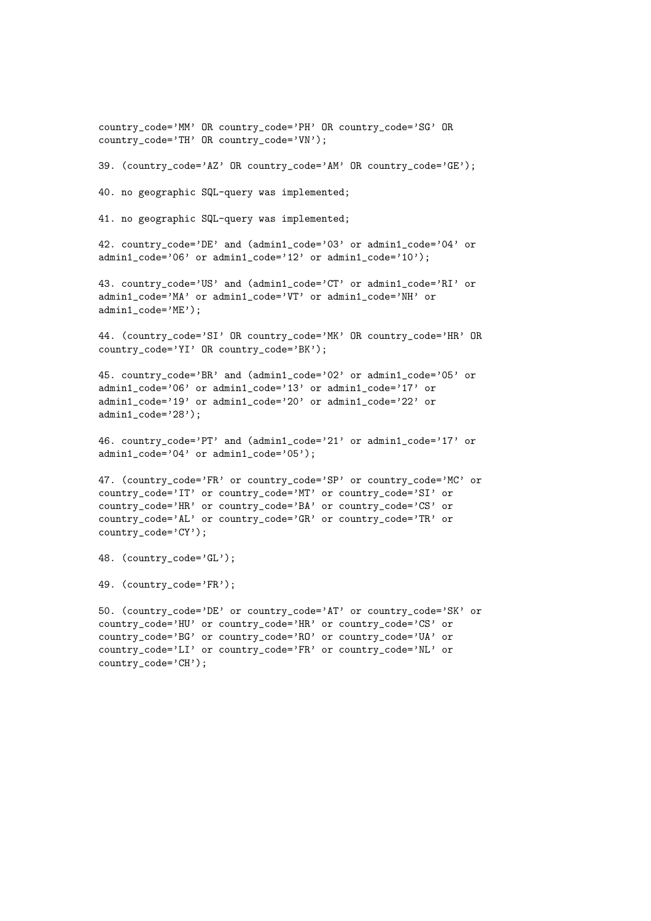country_code='MM' OR country_code='PH' OR country_code='SG' OR country_code='TH' OR country_code='VN');

39. (country_code='AZ' OR country_code='AM' OR country_code='GE');

40. no geographic SQL-query was implemented;

41. no geographic SQL-query was implemented;

42. country_code='DE' and (admin1_code='03' or admin1_code='04' or admin1_code='06' or admin1_code='12' or admin1_code='10');

43. country_code='US' and (admin1_code='CT' or admin1_code='RI' or admin1_code='MA' or admin1_code='VT' or admin1_code='NH' or admin1_code='ME');

44. (country_code='SI' OR country_code='MK' OR country_code='HR' OR country_code='YI' OR country_code='BK');

45. country_code='BR' and (admin1_code='02' or admin1_code='05' or admin1_code='06' or admin1_code='13' or admin1_code='17' or admin1_code='19' or admin1_code='20' or admin1_code='22' or admin1_code='28');

46. country_code='PT' and (admin1_code='21' or admin1_code='17' or admin1_code='04' or admin1_code='05');

47. (country_code='FR' or country_code='SP' or country_code='MC' or country_code='IT' or country_code='MT' or country_code='SI' or country_code='HR' or country_code='BA' or country_code='CS' or country_code='AL' or country_code='GR' or country_code='TR' or country_code='CY');

48. (country_code='GL');

49. (country_code='FR');

50. (country_code='DE' or country_code='AT' or country_code='SK' or country_code='HU' or country_code='HR' or country_code='CS' or country_code='BG' or country_code='RO' or country_code='UA' or country_code='LI' or country_code='FR' or country_code='NL' or country_code='CH');